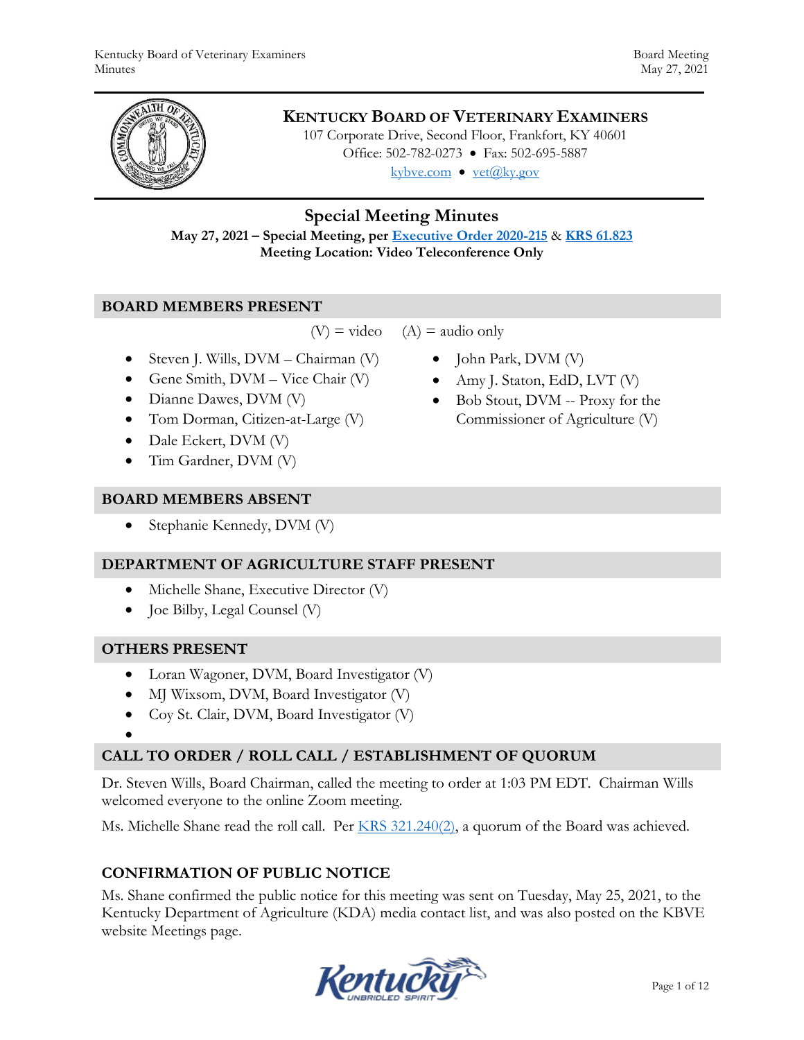# KENTUCKY BOARD OF VETERINARY EXAMINERS

107 Corporate Drive, Second Floor, Frankfort, KY 40601
Office: 502-782-0273 • Fax: 502-695-5887
kybve.com • vet@ky.gov

## Special Meeting Minutes

**May 27, 2021 – Special Meeting, per Executive Order 2020-215 & KRS 61.823**
**Meeting Location: Video Teleconference Only**

### BOARD MEMBERS PRESENT

(V) = video (A) = audio only

- Steven J. Wills, DVM – Chairman (V)
- Gene Smith, DVM – Vice Chair (V)
- Dianne Dawes, DVM (V)
- Tom Dorman, Citizen-at-Large (V)
- Dale Eckert, DVM (V)
- Tim Gardner, DVM (V)
- John Park, DVM (V)
- Amy J. Staton, EdD, LVT (V)
- Bob Stout, DVM -- Proxy for the Commissioner of Agriculture (V)

### BOARD MEMBERS ABSENT

- Stephanie Kennedy, DVM (V)

### DEPARTMENT OF AGRICULTURE STAFF PRESENT

- Michelle Shane, Executive Director (V)
- Joe Bilby, Legal Counsel (V)

### OTHERS PRESENT

- Loran Wagoner, DVM, Board Investigator (V)
- MJ Wixsom, DVM, Board Investigator (V)
- Coy St. Clair, DVM, Board Investigator (V)

### CALL TO ORDER / ROLL CALL / ESTABLISHMENT OF QUORUM

Dr. Steven Wills, Board Chairman, called the meeting to order at 1:03 PM EDT. Chairman Wills welcomed everyone to the online Zoom meeting.

Ms. Michelle Shane read the roll call. Per KRS 321.240(2), a quorum of the Board was achieved.

### CONFIRMATION OF PUBLIC NOTICE

Ms. Shane confirmed the public notice for this meeting was sent on Tuesday, May 25, 2021, to the Kentucky Department of Agriculture (KDA) media contact list, and was also posted on the KBVE website Meetings page.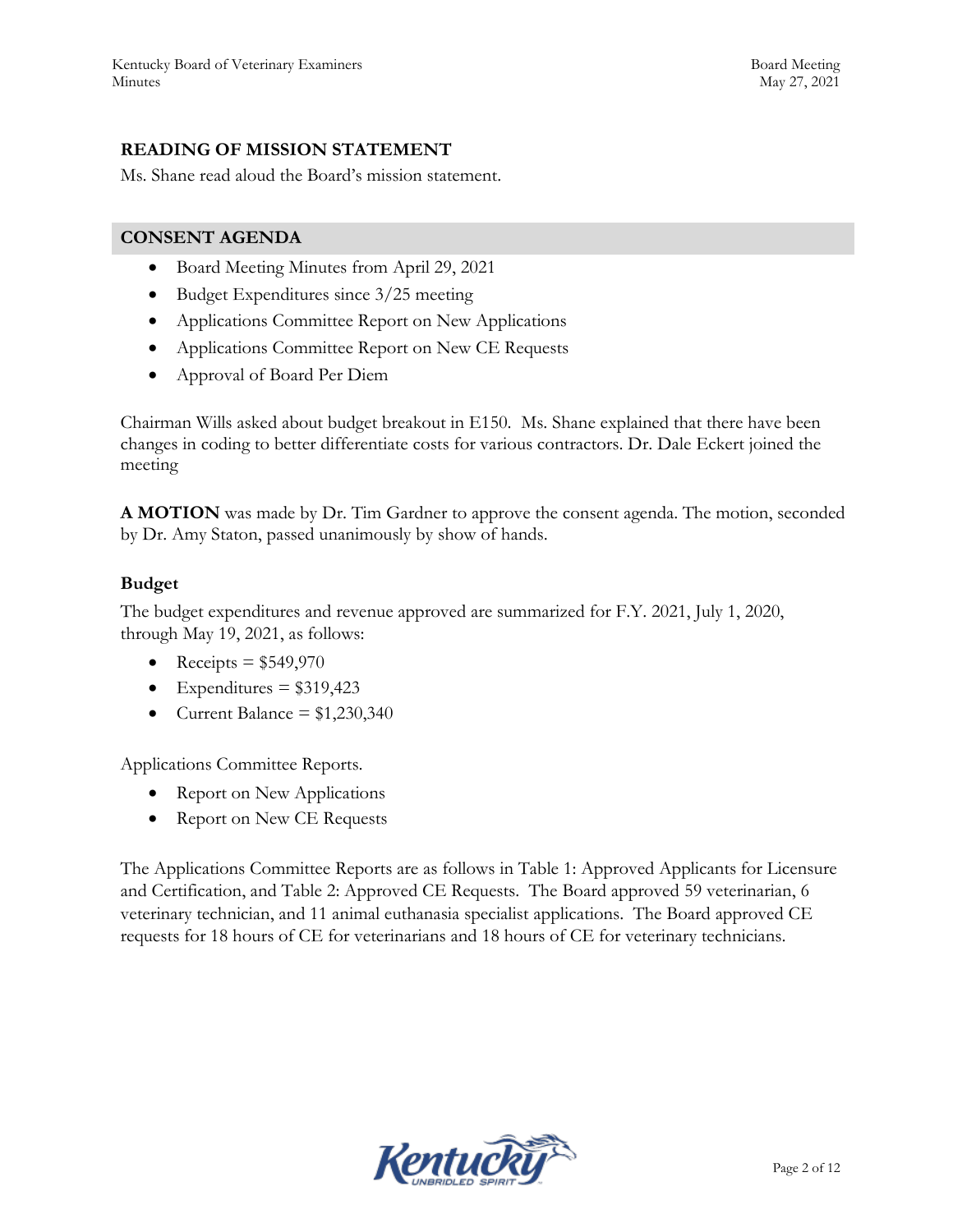## READING OF MISSION STATEMENT

Ms. Shane read aloud the Board's mission statement.

## CONSENT AGENDA

- Board Meeting Minutes from April 29, 2021
- Budget Expenditures since 3/25 meeting
- Applications Committee Report on New Applications
- Applications Committee Report on New CE Requests
- Approval of Board Per Diem

Chairman Wills asked about budget breakout in E150. Ms. Shane explained that there have been changes in coding to better differentiate costs for various contractors. Dr. Dale Eckert joined the meeting

**A MOTION** was made by Dr. Tim Gardner to approve the consent agenda. The motion, seconded by Dr. Amy Staton, passed unanimously by show of hands.

### Budget

The budget expenditures and revenue approved are summarized for F.Y. 2021, July 1, 2020, through May 19, 2021, as follows:

- Receipts = $549,970
- Expenditures = $319,423
- Current Balance = $1,230,340

Applications Committee Reports.

- Report on New Applications
- Report on New CE Requests

The Applications Committee Reports are as follows in Table 1: Approved Applicants for Licensure and Certification, and Table 2: Approved CE Requests. The Board approved 59 veterinarian, 6 veterinary technician, and 11 animal euthanasia specialist applications. The Board approved CE requests for 18 hours of CE for veterinarians and 18 hours of CE for veterinary technicians.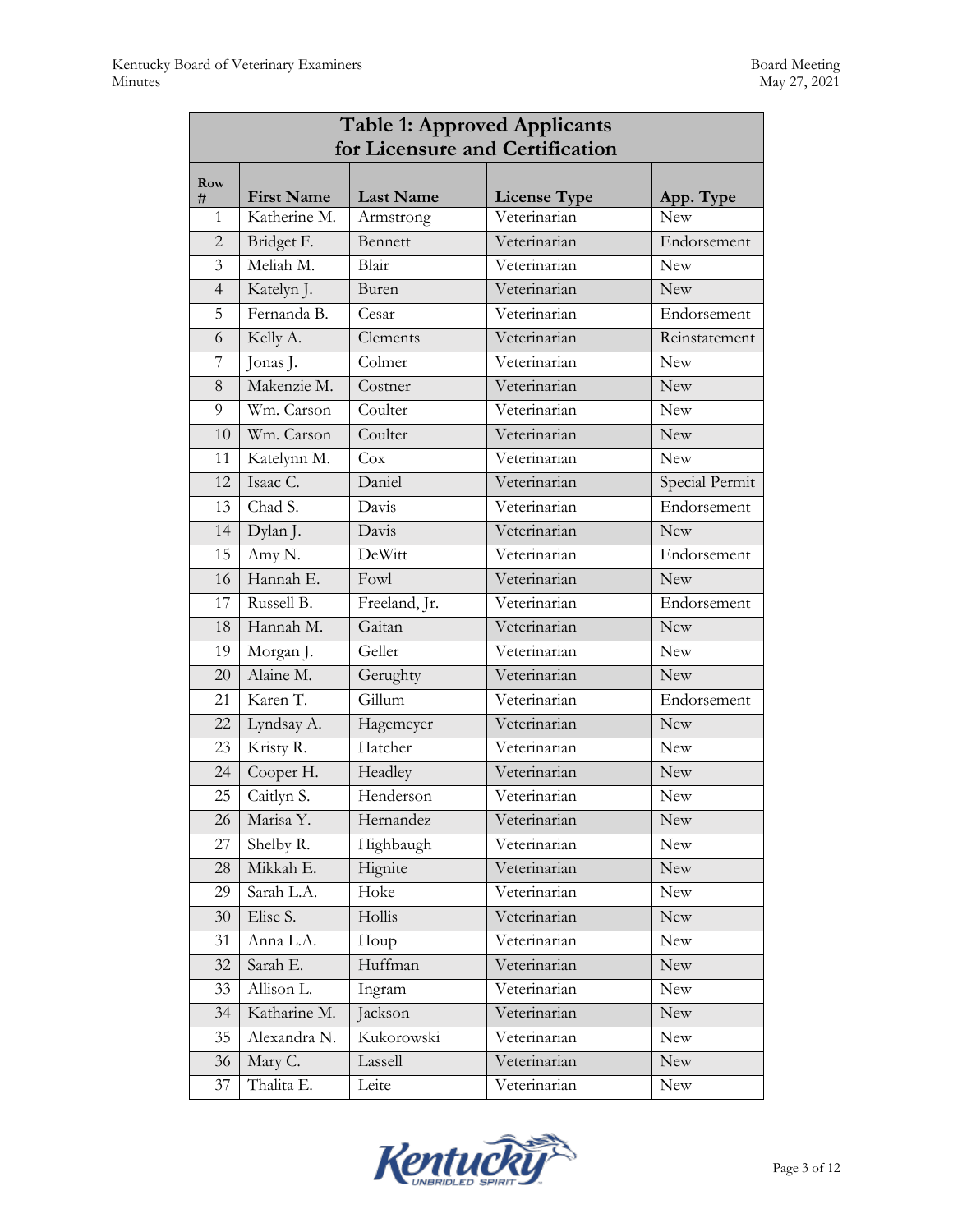| Table 1: Approved Applicants for Licensure and Certification | | | | |
|---|---|---|---|---|
| Row # | First Name | Last Name | License Type | App. Type |
| 1 | Katherine M. | Armstrong | Veterinarian | New |
| 2 | Bridget F. | Bennett | Veterinarian | Endorsement |
| 3 | Meliah M. | Blair | Veterinarian | New |
| 4 | Katelyn J. | Buren | Veterinarian | New |
| 5 | Fernanda B. | Cesar | Veterinarian | Endorsement |
| 6 | Kelly A. | Clements | Veterinarian | Reinstatement |
| 7 | Jonas J. | Colmer | Veterinarian | New |
| 8 | Makenzie M. | Costner | Veterinarian | New |
| 9 | Wm. Carson | Coulter | Veterinarian | New |
| 10 | Wm. Carson | Coulter | Veterinarian | New |
| 11 | Katelynn M. | Cox | Veterinarian | New |
| 12 | Isaac C. | Daniel | Veterinarian | Special Permit |
| 13 | Chad S. | Davis | Veterinarian | Endorsement |
| 14 | Dylan J. | Davis | Veterinarian | New |
| 15 | Amy N. | DeWitt | Veterinarian | Endorsement |
| 16 | Hannah E. | Fowl | Veterinarian | New |
| 17 | Russell B. | Freeland, Jr. | Veterinarian | Endorsement |
| 18 | Hannah M. | Gaitan | Veterinarian | New |
| 19 | Morgan J. | Geller | Veterinarian | New |
| 20 | Alaine M. | Gerughty | Veterinarian | New |
| 21 | Karen T. | Gillum | Veterinarian | Endorsement |
| 22 | Lyndsay A. | Hagemeyer | Veterinarian | New |
| 23 | Kristy R. | Hatcher | Veterinarian | New |
| 24 | Cooper H. | Headley | Veterinarian | New |
| 25 | Caitlyn S. | Henderson | Veterinarian | New |
| 26 | Marisa Y. | Hernandez | Veterinarian | New |
| 27 | Shelby R. | Highbaugh | Veterinarian | New |
| 28 | Mikkah E. | Hignite | Veterinarian | New |
| 29 | Sarah L.A. | Hoke | Veterinarian | New |
| 30 | Elise S. | Hollis | Veterinarian | New |
| 31 | Anna L.A. | Houp | Veterinarian | New |
| 32 | Sarah E. | Huffman | Veterinarian | New |
| 33 | Allison L. | Ingram | Veterinarian | New |
| 34 | Katharine M. | Jackson | Veterinarian | New |
| 35 | Alexandra N. | Kukorowski | Veterinarian | New |
| 36 | Mary C. | Lassell | Veterinarian | New |
| 37 | Thalita E. | Leite | Veterinarian | New |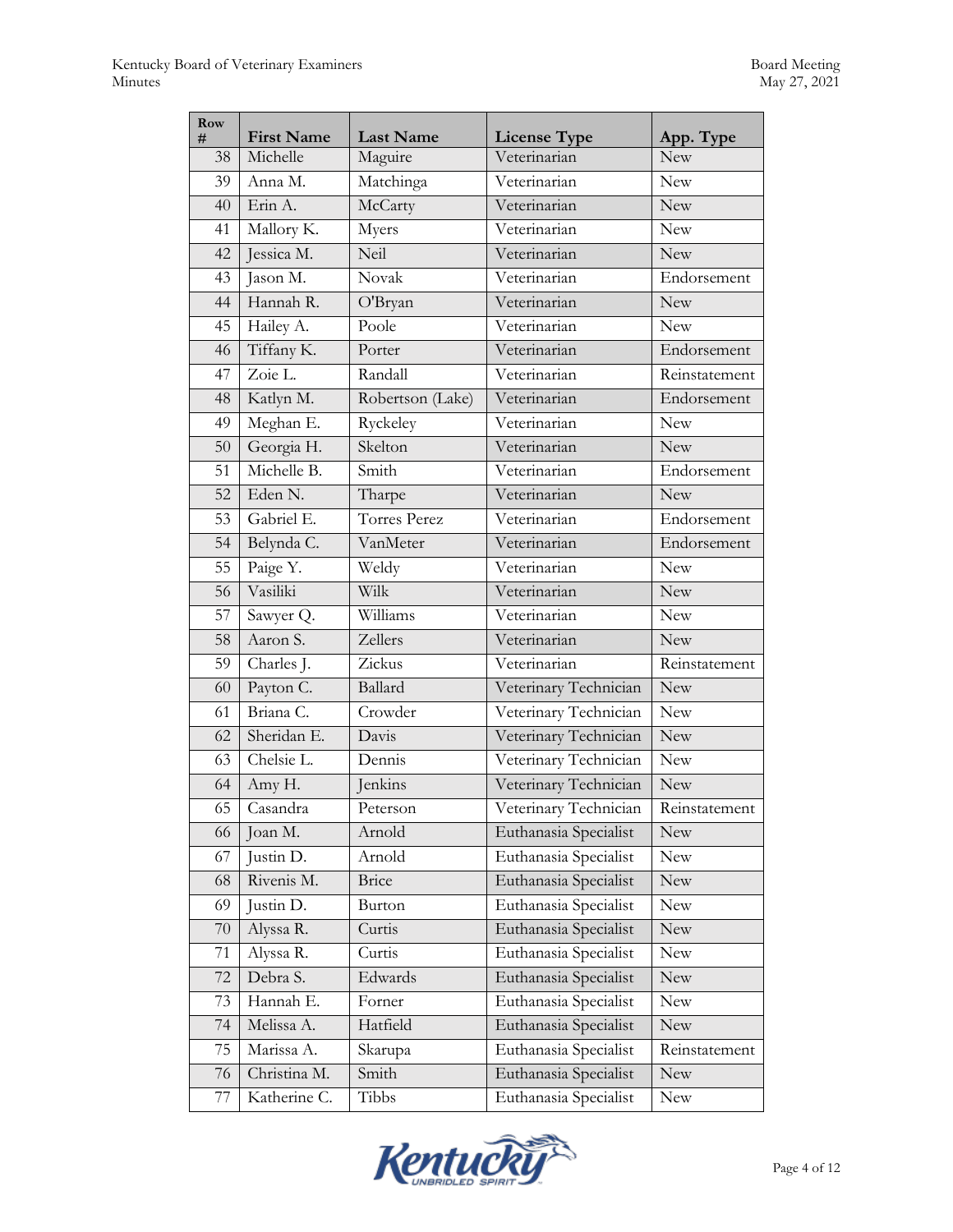| Row # | First Name | Last Name | License Type | App. Type |
|---|---|---|---|---|
| 38 | Michelle | Maguire | Veterinarian | New |
| 39 | Anna M. | Matchinga | Veterinarian | New |
| 40 | Erin A. | McCarty | Veterinarian | New |
| 41 | Mallory K. | Myers | Veterinarian | New |
| 42 | Jessica M. | Neil | Veterinarian | New |
| 43 | Jason M. | Novak | Veterinarian | Endorsement |
| 44 | Hannah R. | O'Bryan | Veterinarian | New |
| 45 | Hailey A. | Poole | Veterinarian | New |
| 46 | Tiffany K. | Porter | Veterinarian | Endorsement |
| 47 | Zoie L. | Randall | Veterinarian | Reinstatement |
| 48 | Katlyn M. | Robertson (Lake) | Veterinarian | Endorsement |
| 49 | Meghan E. | Ryckeley | Veterinarian | New |
| 50 | Georgia H. | Skelton | Veterinarian | New |
| 51 | Michelle B. | Smith | Veterinarian | Endorsement |
| 52 | Eden N. | Tharpe | Veterinarian | New |
| 53 | Gabriel E. | Torres Perez | Veterinarian | Endorsement |
| 54 | Belynda C. | VanMeter | Veterinarian | Endorsement |
| 55 | Paige Y. | Weldy | Veterinarian | New |
| 56 | Vasiliki | Wilk | Veterinarian | New |
| 57 | Sawyer Q. | Williams | Veterinarian | New |
| 58 | Aaron S. | Zellers | Veterinarian | New |
| 59 | Charles J. | Zickus | Veterinarian | Reinstatement |
| 60 | Payton C. | Ballard | Veterinary Technician | New |
| 61 | Briana C. | Crowder | Veterinary Technician | New |
| 62 | Sheridan E. | Davis | Veterinary Technician | New |
| 63 | Chelsie L. | Dennis | Veterinary Technician | New |
| 64 | Amy H. | Jenkins | Veterinary Technician | New |
| 65 | Casandra | Peterson | Veterinary Technician | Reinstatement |
| 66 | Joan M. | Arnold | Euthanasia Specialist | New |
| 67 | Justin D. | Arnold | Euthanasia Specialist | New |
| 68 | Rivenis M. | Brice | Euthanasia Specialist | New |
| 69 | Justin D. | Burton | Euthanasia Specialist | New |
| 70 | Alyssa R. | Curtis | Euthanasia Specialist | New |
| 71 | Alyssa R. | Curtis | Euthanasia Specialist | New |
| 72 | Debra S. | Edwards | Euthanasia Specialist | New |
| 73 | Hannah E. | Forner | Euthanasia Specialist | New |
| 74 | Melissa A. | Hatfield | Euthanasia Specialist | New |
| 75 | Marissa A. | Skarupa | Euthanasia Specialist | Reinstatement |
| 76 | Christina M. | Smith | Euthanasia Specialist | New |
| 77 | Katherine C. | Tibbs | Euthanasia Specialist | New |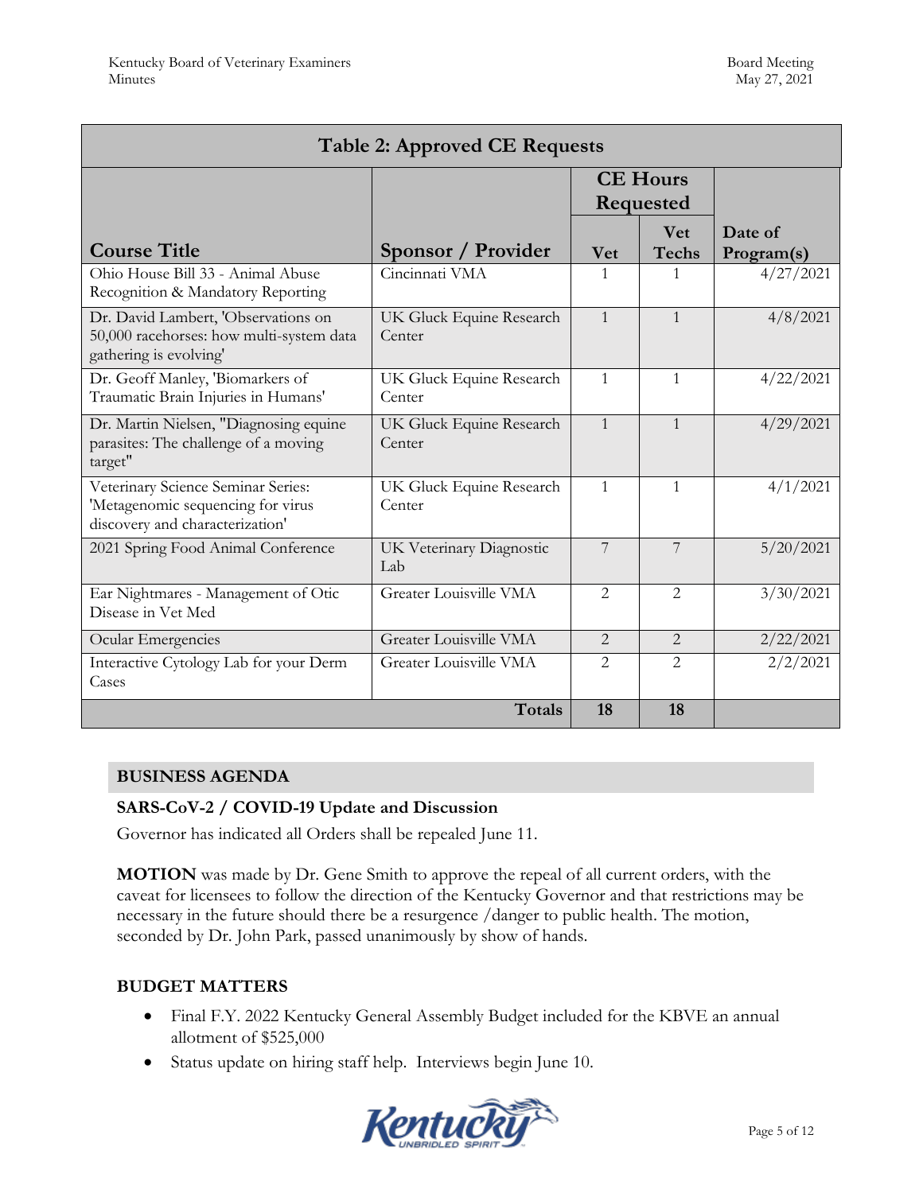| Table 2: Approved CE Requests | | | | |
|---|---|---|---|---|
| | | CE Hours Requested | | |
| Course Title | Sponsor / Provider | Vet | Vet Techs | Date of Program(s) |
| Ohio House Bill 33 - Animal Abuse Recognition & Mandatory Reporting | Cincinnati VMA | 1 | 1 | 4/27/2021 |
| Dr. David Lambert, 'Observations on 50,000 racehorses: how multi-system data gathering is evolving' | UK Gluck Equine Research Center | 1 | 1 | 4/8/2021 |
| Dr. Geoff Manley, 'Biomarkers of Traumatic Brain Injuries in Humans' | UK Gluck Equine Research Center | 1 | 1 | 4/22/2021 |
| Dr. Martin Nielsen, "Diagnosing equine parasites: The challenge of a moving target" | UK Gluck Equine Research Center | 1 | 1 | 4/29/2021 |
| Veterinary Science Seminar Series: 'Metagenomic sequencing for virus discovery and characterization' | UK Gluck Equine Research Center | 1 | 1 | 4/1/2021 |
| 2021 Spring Food Animal Conference | UK Veterinary Diagnostic Lab | 7 | 7 | 5/20/2021 |
| Ear Nightmares - Management of Otic Disease in Vet Med | Greater Louisville VMA | 2 | 2 | 3/30/2021 |
| Ocular Emergencies | Greater Louisville VMA | 2 | 2 | 2/22/2021 |
| Interactive Cytology Lab for your Derm Cases | Greater Louisville VMA | 2 | 2 | 2/2/2021 |
| | **Totals** | **18** | **18** | |

## BUSINESS AGENDA

### SARS-CoV-2 / COVID-19 Update and Discussion

Governor has indicated all Orders shall be repealed June 11.

**MOTION** was made by Dr. Gene Smith to approve the repeal of all current orders, with the caveat for licensees to follow the direction of the Kentucky Governor and that restrictions may be necessary in the future should there be a resurgence /danger to public health. The motion, seconded by Dr. John Park, passed unanimously by show of hands.

### BUDGET MATTERS

- Final F.Y. 2022 Kentucky General Assembly Budget included for the KBVE an annual allotment of $525,000
- Status update on hiring staff help. Interviews begin June 10.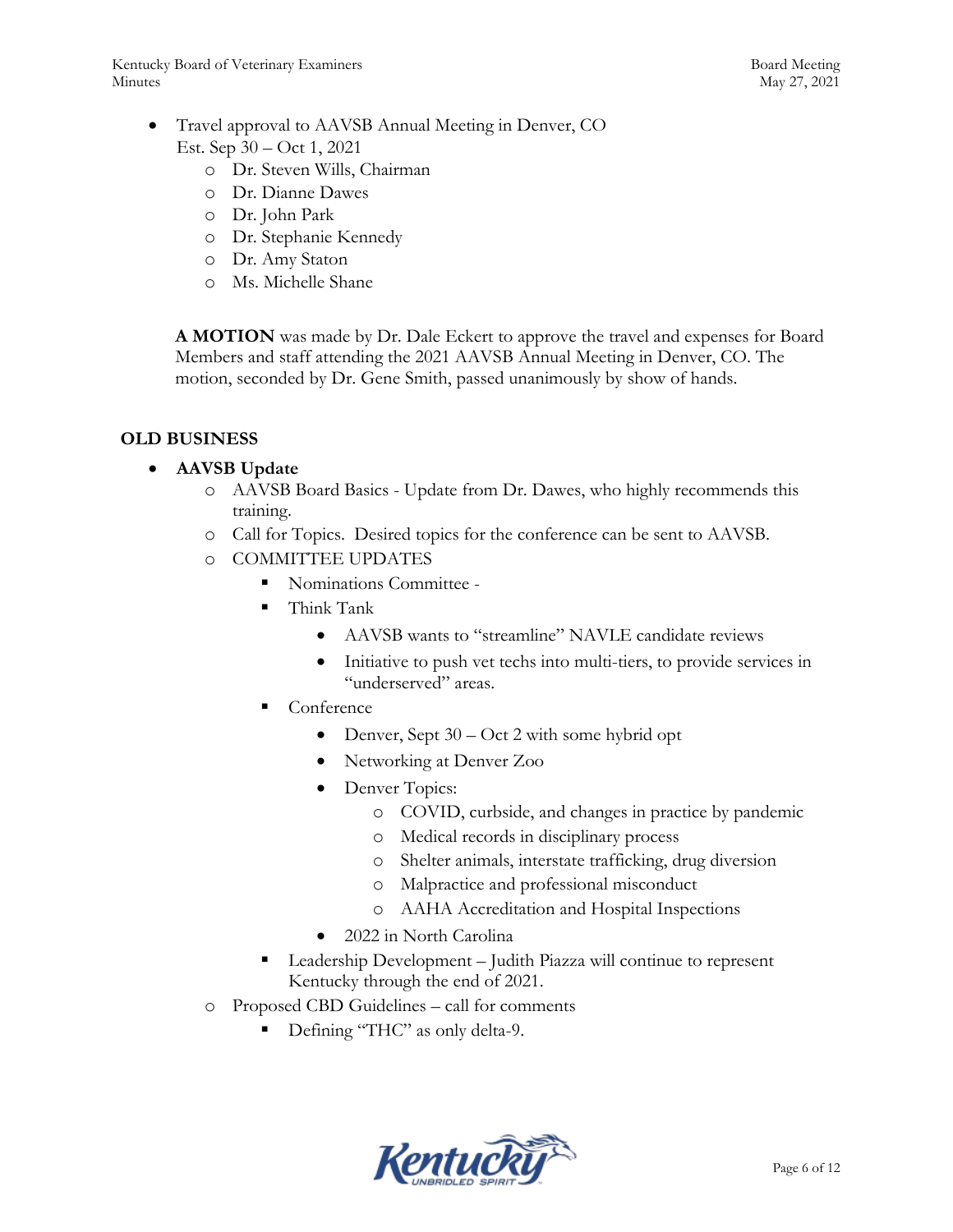- Travel approval to AAVSB Annual Meeting in Denver, CO
  Est. Sep 30 – Oct 1, 2021
  - Dr. Steven Wills, Chairman
  - Dr. Dianne Dawes
  - Dr. John Park
  - Dr. Stephanie Kennedy
  - Dr. Amy Staton
  - Ms. Michelle Shane

  **A MOTION** was made by Dr. Dale Eckert to approve the travel and expenses for Board Members and staff attending the 2021 AAVSB Annual Meeting in Denver, CO. The motion, seconded by Dr. Gene Smith, passed unanimously by show of hands.

## OLD BUSINESS

- **AAVSB Update**
  - AAVSB Board Basics - Update from Dr. Dawes, who highly recommends this training.
  - Call for Topics. Desired topics for the conference can be sent to AAVSB.
  - COMMITTEE UPDATES
    - Nominations Committee -
    - Think Tank
      - AAVSB wants to "streamline" NAVLE candidate reviews
      - Initiative to push vet techs into multi-tiers, to provide services in "underserved" areas.
    - Conference
      - Denver, Sept 30 – Oct 2 with some hybrid opt
      - Networking at Denver Zoo
      - Denver Topics:
        - COVID, curbside, and changes in practice by pandemic
        - Medical records in disciplinary process
        - Shelter animals, interstate trafficking, drug diversion
        - Malpractice and professional misconduct
        - AAHA Accreditation and Hospital Inspections
      - 2022 in North Carolina
    - Leadership Development – Judith Piazza will continue to represent Kentucky through the end of 2021.
  - Proposed CBD Guidelines – call for comments
    - Defining "THC" as only delta-9.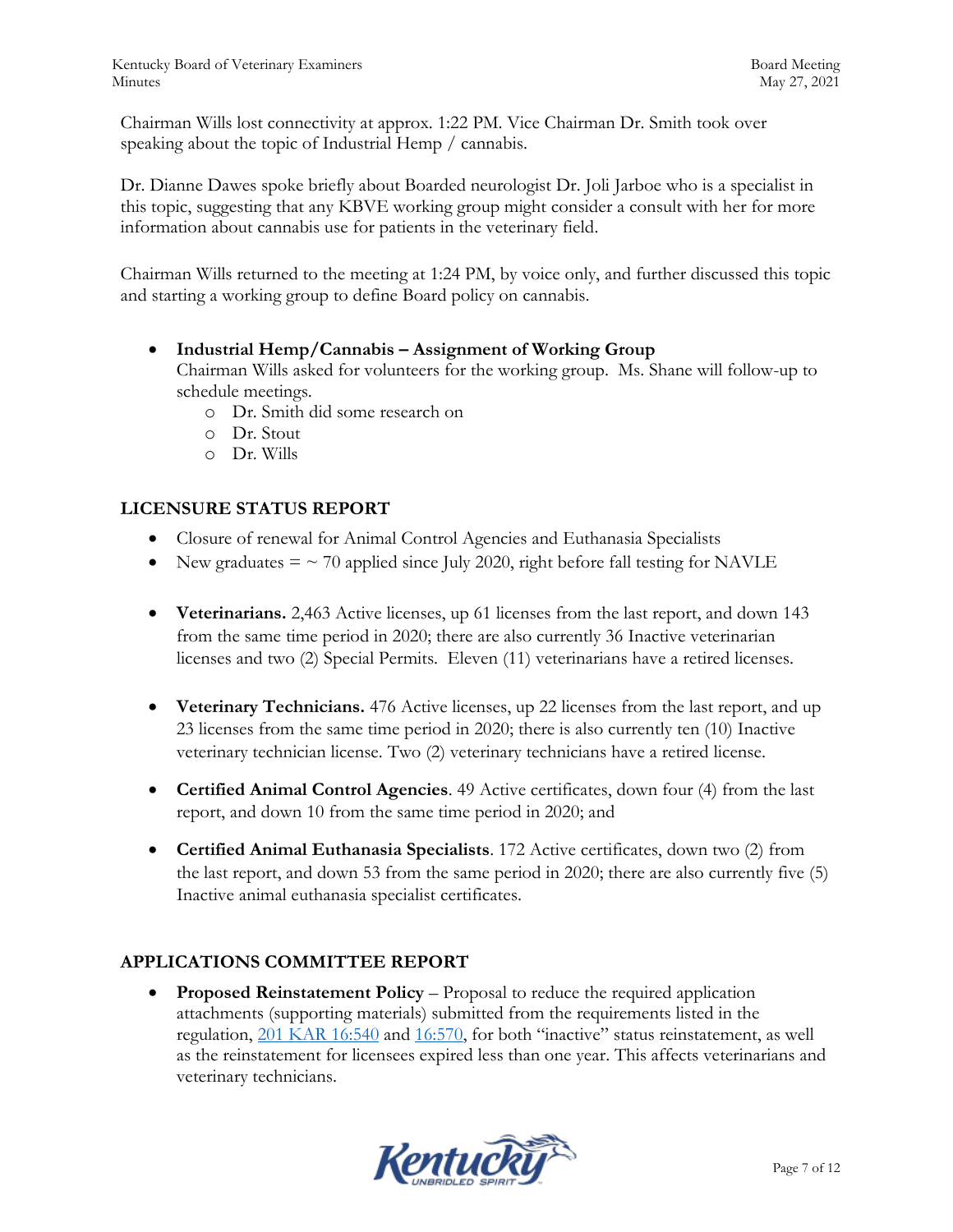Chairman Wills lost connectivity at approx. 1:22 PM. Vice Chairman Dr. Smith took over speaking about the topic of Industrial Hemp / cannabis.

Dr. Dianne Dawes spoke briefly about Boarded neurologist Dr. Joli Jarboe who is a specialist in this topic, suggesting that any KBVE working group might consider a consult with her for more information about cannabis use for patients in the veterinary field.

Chairman Wills returned to the meeting at 1:24 PM, by voice only, and further discussed this topic and starting a working group to define Board policy on cannabis.

- **Industrial Hemp/Cannabis – Assignment of Working Group**
  Chairman Wills asked for volunteers for the working group. Ms. Shane will follow-up to schedule meetings.
    - Dr. Smith did some research on
    - Dr. Stout
    - Dr. Wills

## LICENSURE STATUS REPORT

- Closure of renewal for Animal Control Agencies and Euthanasia Specialists
- New graduates = ~ 70 applied since July 2020, right before fall testing for NAVLE

- **Veterinarians.** 2,463 Active licenses, up 61 licenses from the last report, and down 143 from the same time period in 2020; there are also currently 36 Inactive veterinarian licenses and two (2) Special Permits. Eleven (11) veterinarians have a retired licenses.

- **Veterinary Technicians.** 476 Active licenses, up 22 licenses from the last report, and up 23 licenses from the same time period in 2020; there is also currently ten (10) Inactive veterinary technician license. Two (2) veterinary technicians have a retired license.

- **Certified Animal Control Agencies**. 49 Active certificates, down four (4) from the last report, and down 10 from the same time period in 2020; and

- **Certified Animal Euthanasia Specialists**. 172 Active certificates, down two (2) from the last report, and down 53 from the same period in 2020; there are also currently five (5) Inactive animal euthanasia specialist certificates.

## APPLICATIONS COMMITTEE REPORT

- **Proposed Reinstatement Policy** – Proposal to reduce the required application attachments (supporting materials) submitted from the requirements listed in the regulation, 201 KAR 16:540 and 16:570, for both "inactive" status reinstatement, as well as the reinstatement for licensees expired less than one year. This affects veterinarians and veterinary technicians.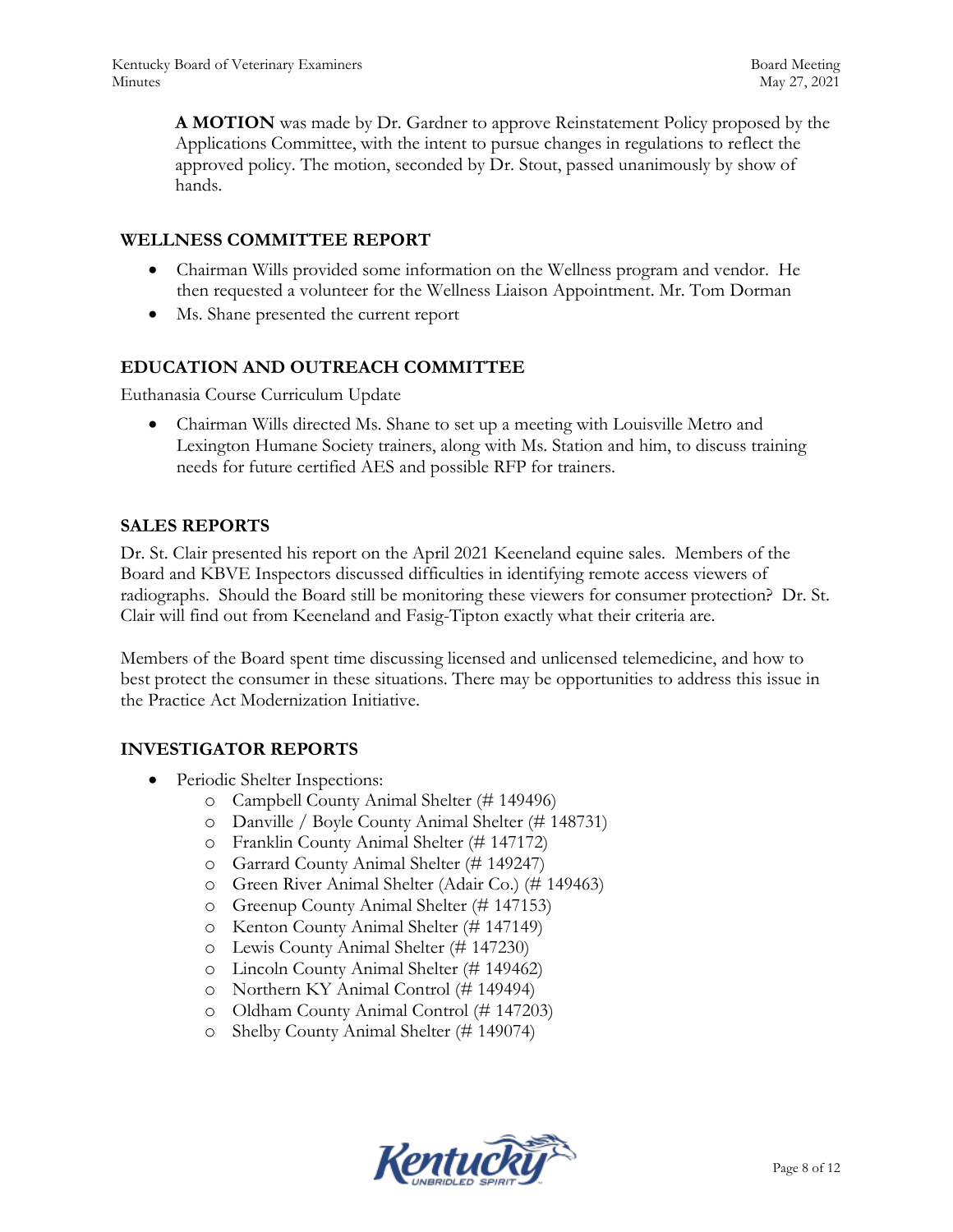**A MOTION** was made by Dr. Gardner to approve Reinstatement Policy proposed by the Applications Committee, with the intent to pursue changes in regulations to reflect the approved policy. The motion, seconded by Dr. Stout, passed unanimously by show of hands.

## WELLNESS COMMITTEE REPORT

- Chairman Wills provided some information on the Wellness program and vendor. He then requested a volunteer for the Wellness Liaison Appointment. Mr. Tom Dorman
- Ms. Shane presented the current report

## EDUCATION AND OUTREACH COMMITTEE

Euthanasia Course Curriculum Update

- Chairman Wills directed Ms. Shane to set up a meeting with Louisville Metro and Lexington Humane Society trainers, along with Ms. Station and him, to discuss training needs for future certified AES and possible RFP for trainers.

## SALES REPORTS

Dr. St. Clair presented his report on the April 2021 Keeneland equine sales. Members of the Board and KBVE Inspectors discussed difficulties in identifying remote access viewers of radiographs. Should the Board still be monitoring these viewers for consumer protection? Dr. St. Clair will find out from Keeneland and Fasig-Tipton exactly what their criteria are.

Members of the Board spent time discussing licensed and unlicensed telemedicine, and how to best protect the consumer in these situations. There may be opportunities to address this issue in the Practice Act Modernization Initiative.

## INVESTIGATOR REPORTS

- Periodic Shelter Inspections:
  - Campbell County Animal Shelter (# 149496)
  - Danville / Boyle County Animal Shelter (# 148731)
  - Franklin County Animal Shelter (# 147172)
  - Garrard County Animal Shelter (# 149247)
  - Green River Animal Shelter (Adair Co.) (# 149463)
  - Greenup County Animal Shelter (# 147153)
  - Kenton County Animal Shelter (# 147149)
  - Lewis County Animal Shelter (# 147230)
  - Lincoln County Animal Shelter (# 149462)
  - Northern KY Animal Control (# 149494)
  - Oldham County Animal Control (# 147203)
  - Shelby County Animal Shelter (# 149074)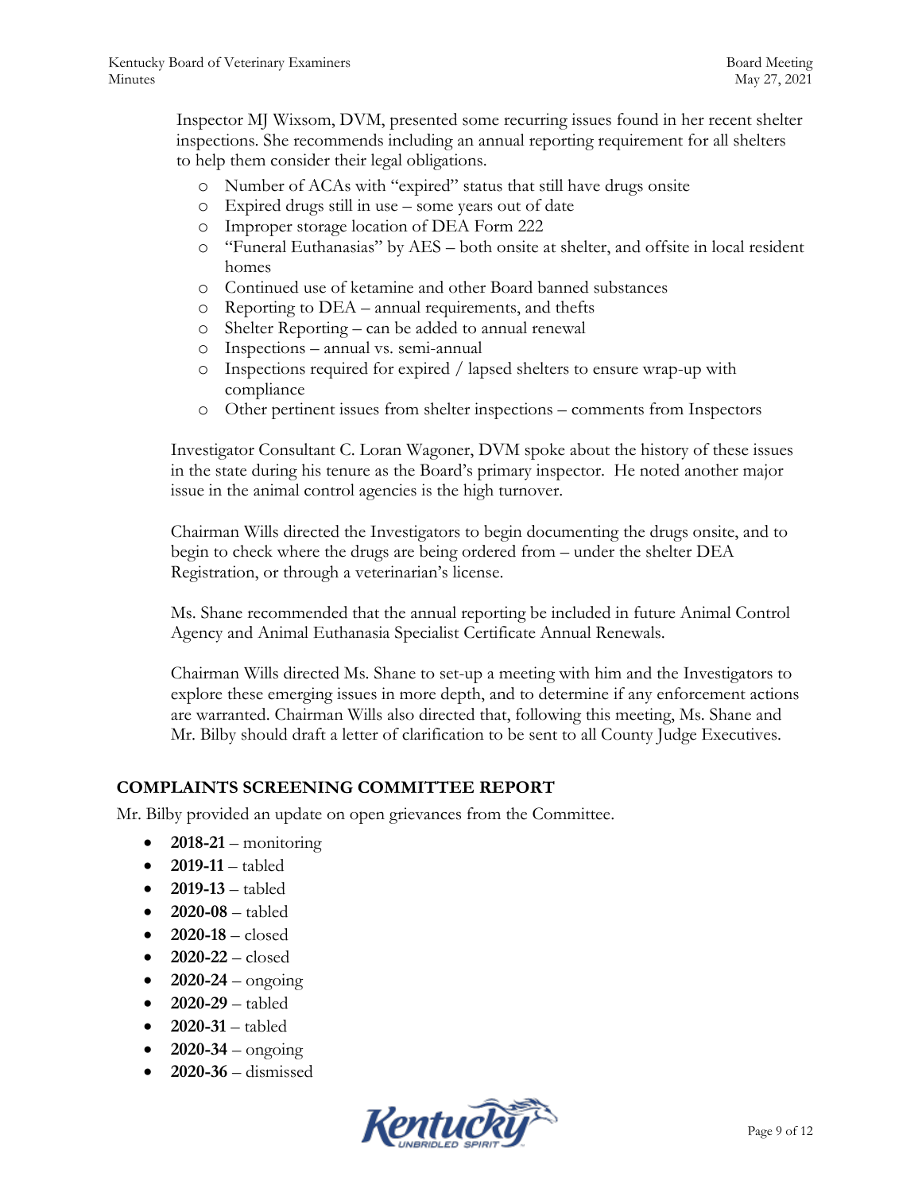Inspector MJ Wixsom, DVM, presented some recurring issues found in her recent shelter inspections. She recommends including an annual reporting requirement for all shelters to help them consider their legal obligations.

- Number of ACAs with "expired" status that still have drugs onsite
- Expired drugs still in use – some years out of date
- Improper storage location of DEA Form 222
- "Funeral Euthanasias" by AES – both onsite at shelter, and offsite in local resident homes
- Continued use of ketamine and other Board banned substances
- Reporting to DEA – annual requirements, and thefts
- Shelter Reporting – can be added to annual renewal
- Inspections – annual vs. semi-annual
- Inspections required for expired / lapsed shelters to ensure wrap-up with compliance
- Other pertinent issues from shelter inspections – comments from Inspectors

Investigator Consultant C. Loran Wagoner, DVM spoke about the history of these issues in the state during his tenure as the Board's primary inspector. He noted another major issue in the animal control agencies is the high turnover.

Chairman Wills directed the Investigators to begin documenting the drugs onsite, and to begin to check where the drugs are being ordered from – under the shelter DEA Registration, or through a veterinarian's license.

Ms. Shane recommended that the annual reporting be included in future Animal Control Agency and Animal Euthanasia Specialist Certificate Annual Renewals.

Chairman Wills directed Ms. Shane to set-up a meeting with him and the Investigators to explore these emerging issues in more depth, and to determine if any enforcement actions are warranted. Chairman Wills also directed that, following this meeting, Ms. Shane and Mr. Bilby should draft a letter of clarification to be sent to all County Judge Executives.

## COMPLAINTS SCREENING COMMITTEE REPORT

Mr. Bilby provided an update on open grievances from the Committee.

- **2018-21** – monitoring
- **2019-11** – tabled
- **2019-13** – tabled
- **2020-08** – tabled
- **2020-18** – closed
- **2020-22** – closed
- **2020-24** – ongoing
- **2020-29** – tabled
- **2020-31** – tabled
- **2020-34** – ongoing
- **2020-36** – dismissed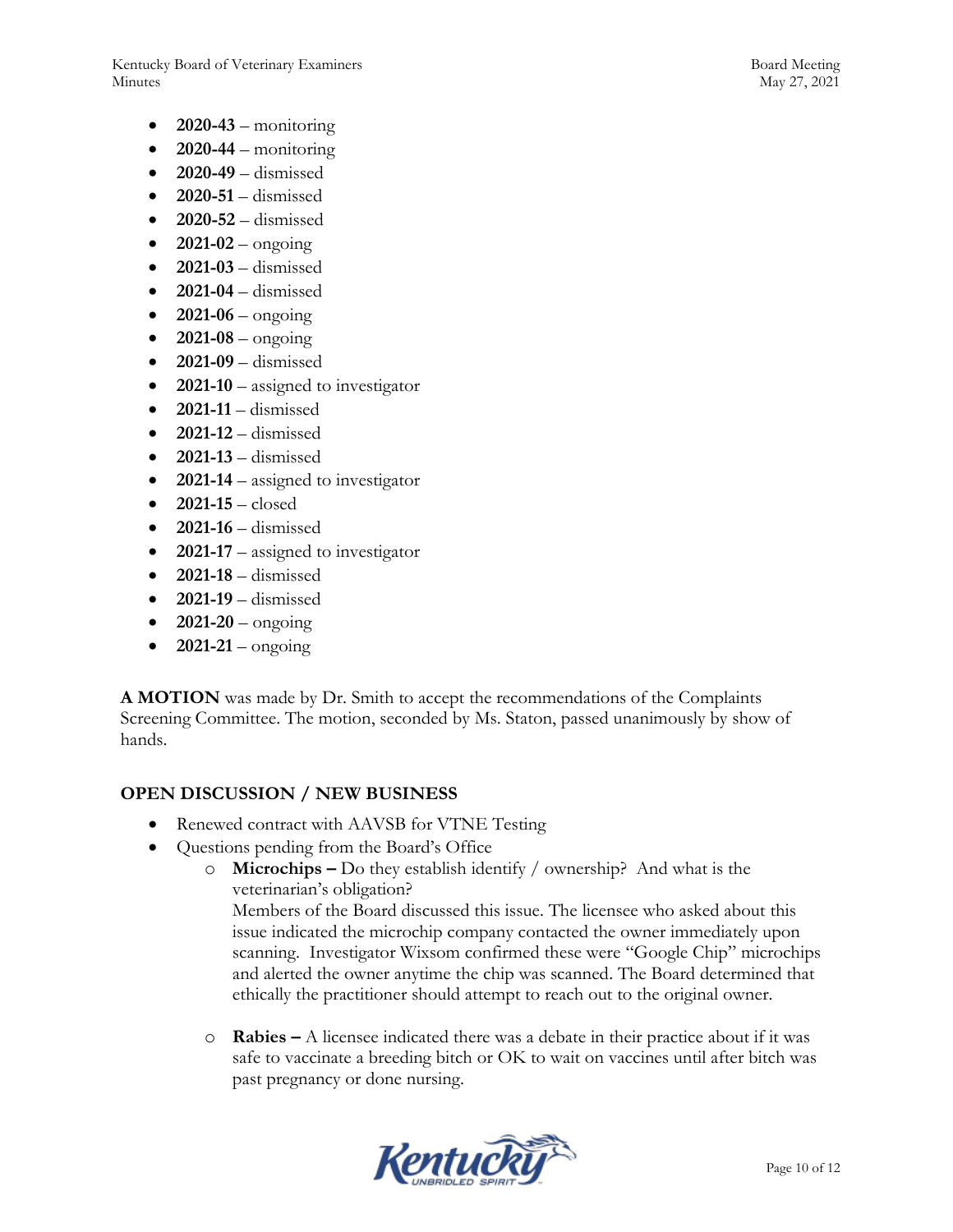- **2020-43** – monitoring
- **2020-44** – monitoring
- **2020-49** – dismissed
- **2020-51** – dismissed
- **2020-52** – dismissed
- **2021-02** – ongoing
- **2021-03** – dismissed
- **2021-04** – dismissed
- **2021-06** – ongoing
- **2021-08** – ongoing
- **2021-09** – dismissed
- **2021-10** – assigned to investigator
- **2021-11** – dismissed
- **2021-12** – dismissed
- **2021-13** – dismissed
- **2021-14** – assigned to investigator
- **2021-15** – closed
- **2021-16** – dismissed
- **2021-17** – assigned to investigator
- **2021-18** – dismissed
- **2021-19** – dismissed
- **2021-20** – ongoing
- **2021-21** – ongoing

**A MOTION** was made by Dr. Smith to accept the recommendations of the Complaints Screening Committee. The motion, seconded by Ms. Staton, passed unanimously by show of hands.

## OPEN DISCUSSION / NEW BUSINESS

- Renewed contract with AAVSB for VTNE Testing
- Questions pending from the Board's Office
  - **Microchips –** Do they establish identify / ownership? And what is the veterinarian's obligation?
    Members of the Board discussed this issue. The licensee who asked about this issue indicated the microchip company contacted the owner immediately upon scanning. Investigator Wixsom confirmed these were "Google Chip" microchips and alerted the owner anytime the chip was scanned. The Board determined that ethically the practitioner should attempt to reach out to the original owner.

  - **Rabies –** A licensee indicated there was a debate in their practice about if it was safe to vaccinate a breeding bitch or OK to wait on vaccines until after bitch was past pregnancy or done nursing.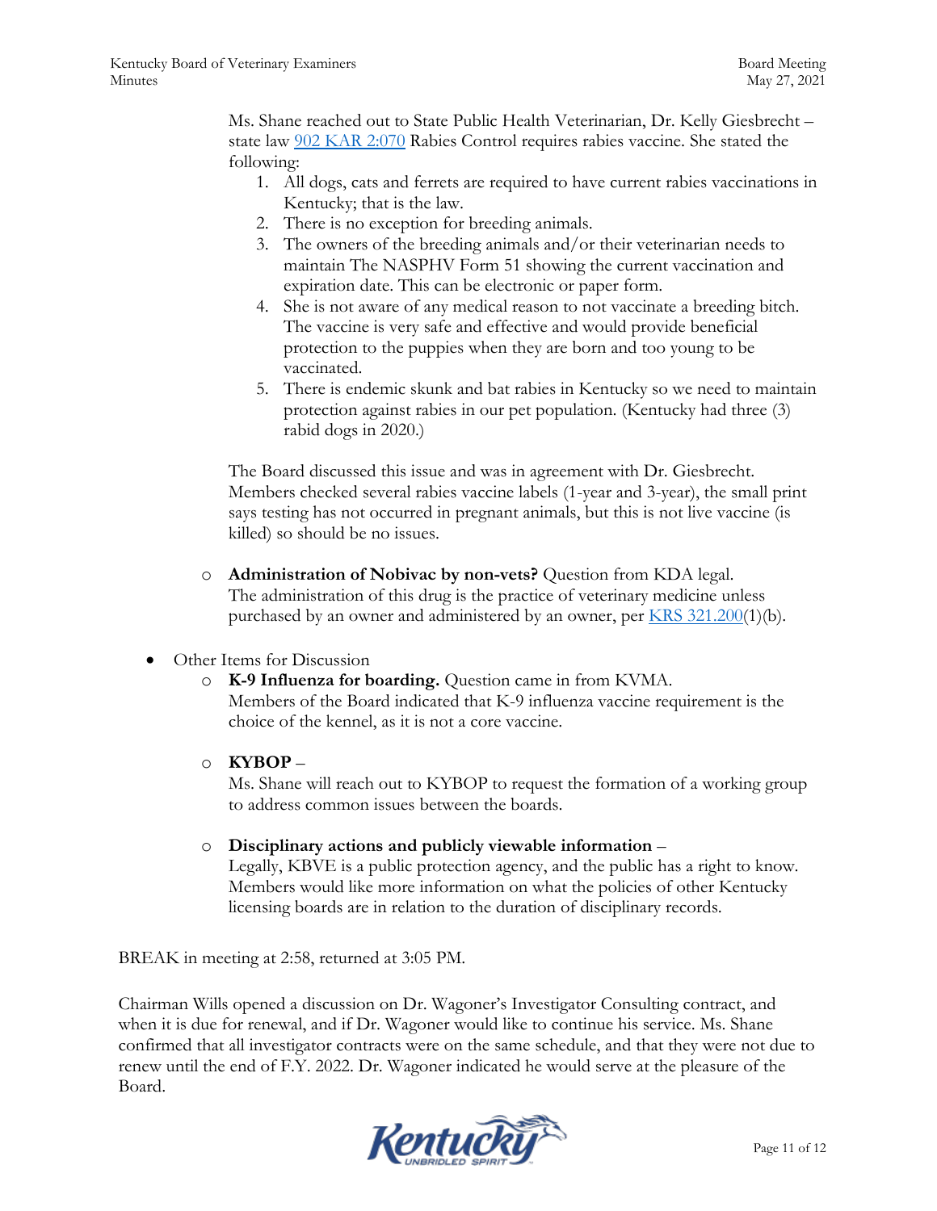Ms. Shane reached out to State Public Health Veterinarian, Dr. Kelly Giesbrecht – state law [902 KAR 2:070](902 KAR 2:070) Rabies Control requires rabies vaccine. She stated the following:

1. All dogs, cats and ferrets are required to have current rabies vaccinations in Kentucky; that is the law.
2. There is no exception for breeding animals.
3. The owners of the breeding animals and/or their veterinarian needs to maintain The NASPHV Form 51 showing the current vaccination and expiration date. This can be electronic or paper form.
4. She is not aware of any medical reason to not vaccinate a breeding bitch. The vaccine is very safe and effective and would provide beneficial protection to the puppies when they are born and too young to be vaccinated.
5. There is endemic skunk and bat rabies in Kentucky so we need to maintain protection against rabies in our pet population. (Kentucky had three (3) rabid dogs in 2020.)

The Board discussed this issue and was in agreement with Dr. Giesbrecht. Members checked several rabies vaccine labels (1-year and 3-year), the small print says testing has not occurred in pregnant animals, but this is not live vaccine (is killed) so should be no issues.

- **Administration of Nobivac by non-vets?** Question from KDA legal. The administration of this drug is the practice of veterinary medicine unless purchased by an owner and administered by an owner, per KRS 321.200(1)(b).

- Other Items for Discussion
  - **K-9 Influenza for boarding.** Question came in from KVMA. Members of the Board indicated that K-9 influenza vaccine requirement is the choice of the kennel, as it is not a core vaccine.
  - **KYBOP** – Ms. Shane will reach out to KYBOP to request the formation of a working group to address common issues between the boards.
  - **Disciplinary actions and publicly viewable information** – Legally, KBVE is a public protection agency, and the public has a right to know. Members would like more information on what the policies of other Kentucky licensing boards are in relation to the duration of disciplinary records.

BREAK in meeting at 2:58, returned at 3:05 PM.

Chairman Wills opened a discussion on Dr. Wagoner's Investigator Consulting contract, and when it is due for renewal, and if Dr. Wagoner would like to continue his service. Ms. Shane confirmed that all investigator contracts were on the same schedule, and that they were not due to renew until the end of F.Y. 2022. Dr. Wagoner indicated he would serve at the pleasure of the Board.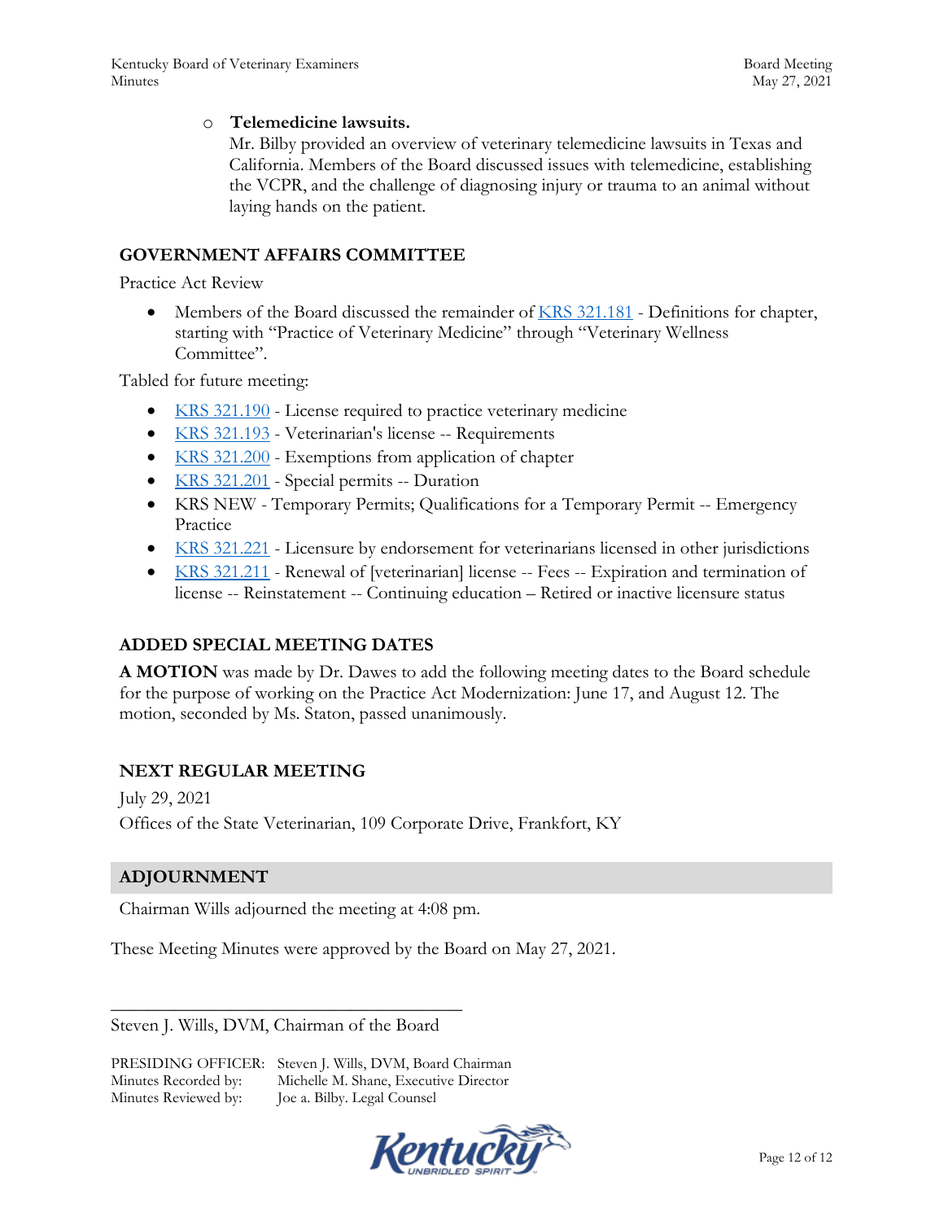- **Telemedicine lawsuits.**

  Mr. Bilby provided an overview of veterinary telemedicine lawsuits in Texas and California. Members of the Board discussed issues with telemedicine, establishing the VCPR, and the challenge of diagnosing injury or trauma to an animal without laying hands on the patient.

## GOVERNMENT AFFAIRS COMMITTEE

Practice Act Review

- Members of the Board discussed the remainder of KRS 321.181 - Definitions for chapter, starting with "Practice of Veterinary Medicine" through "Veterinary Wellness Committee".

Tabled for future meeting:

- KRS 321.190 - License required to practice veterinary medicine
- KRS 321.193 - Veterinarian's license -- Requirements
- KRS 321.200 - Exemptions from application of chapter
- KRS 321.201 - Special permits -- Duration
- KRS NEW - Temporary Permits; Qualifications for a Temporary Permit -- Emergency Practice
- KRS 321.221 - Licensure by endorsement for veterinarians licensed in other jurisdictions
- KRS 321.211 - Renewal of [veterinarian] license -- Fees -- Expiration and termination of license -- Reinstatement -- Continuing education – Retired or inactive licensure status

## ADDED SPECIAL MEETING DATES

**A MOTION** was made by Dr. Dawes to add the following meeting dates to the Board schedule for the purpose of working on the Practice Act Modernization: June 17, and August 12. The motion, seconded by Ms. Staton, passed unanimously.

## NEXT REGULAR MEETING

July 29, 2021

Offices of the State Veterinarian, 109 Corporate Drive, Frankfort, KY

## ADJOURNMENT

Chairman Wills adjourned the meeting at 4:08 pm.

These Meeting Minutes were approved by the Board on May 27, 2021.

\_\_\_\_\_\_\_\_\_\_\_\_\_\_\_\_\_\_\_\_\_\_\_\_\_\_\_\_\_\_\_\_\_\_\_\_\_\_\_\_

Steven J. Wills, DVM, Chairman of the Board

PRESIDING OFFICER: Steven J. Wills, DVM, Board Chairman
Minutes Recorded by: Michelle M. Shane, Executive Director
Minutes Reviewed by: Joe a. Bilby. Legal Counsel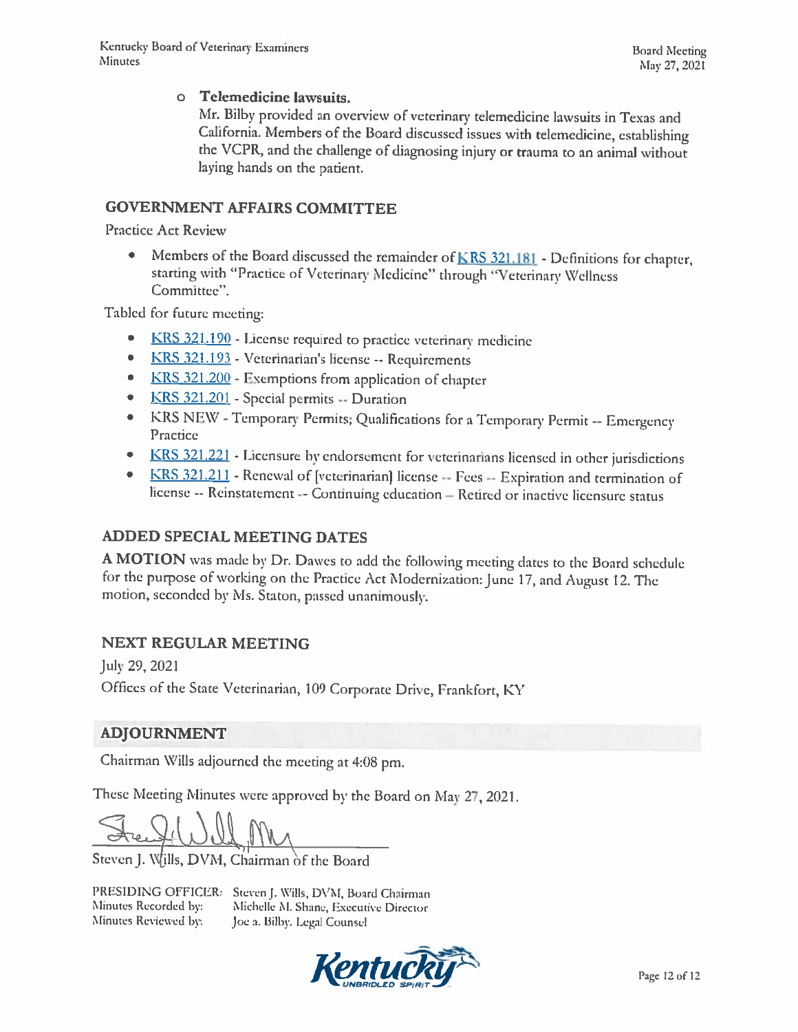- **Telemedicine lawsuits.**
  Mr. Bilby provided an overview of veterinary telemedicine lawsuits in Texas and California. Members of the Board discussed issues with telemedicine, establishing the VCPR, and the challenge of diagnosing injury or trauma to an animal without laying hands on the patient.

## GOVERNMENT AFFAIRS COMMITTEE

Practice Act Review

- Members of the Board discussed the remainder of KRS 321.181 - Definitions for chapter, starting with "Practice of Veterinary Medicine" through "Veterinary Wellness Committee".

Tabled for future meeting:

- KRS 321.190 - License required to practice veterinary medicine
- KRS 321.193 - Veterinarian's license -- Requirements
- KRS 321.200 - Exemptions from application of chapter
- KRS 321.201 - Special permits -- Duration
- KRS NEW - Temporary Permits; Qualifications for a Temporary Permit -- Emergency Practice
- KRS 321.221 - Licensure by endorsement for veterinarians licensed in other jurisdictions
- KRS 321.211 - Renewal of [veterinarian] license -- Fees -- Expiration and termination of license -- Reinstatement -- Continuing education – Retired or inactive licensure status

## ADDED SPECIAL MEETING DATES

**A MOTION** was made by Dr. Dawes to add the following meeting dates to the Board schedule for the purpose of working on the Practice Act Modernization: June 17, and August 12. The motion, seconded by Ms. Staton, passed unanimously.

## NEXT REGULAR MEETING

July 29, 2021

Offices of the State Veterinarian, 109 Corporate Drive, Frankfort, KY

## ADJOURNMENT

Chairman Wills adjourned the meeting at 4:08 pm.

These Meeting Minutes were approved by the Board on May 27, 2021.

Steven J. Wills, DVM, Chairman of the Board

PRESIDING OFFICER: Steven J. Wills, DVM, Board Chairman
Minutes Recorded by: Michelle M. Shane, Executive Director
Minutes Reviewed by: Joe a. Bilby, Legal Counsel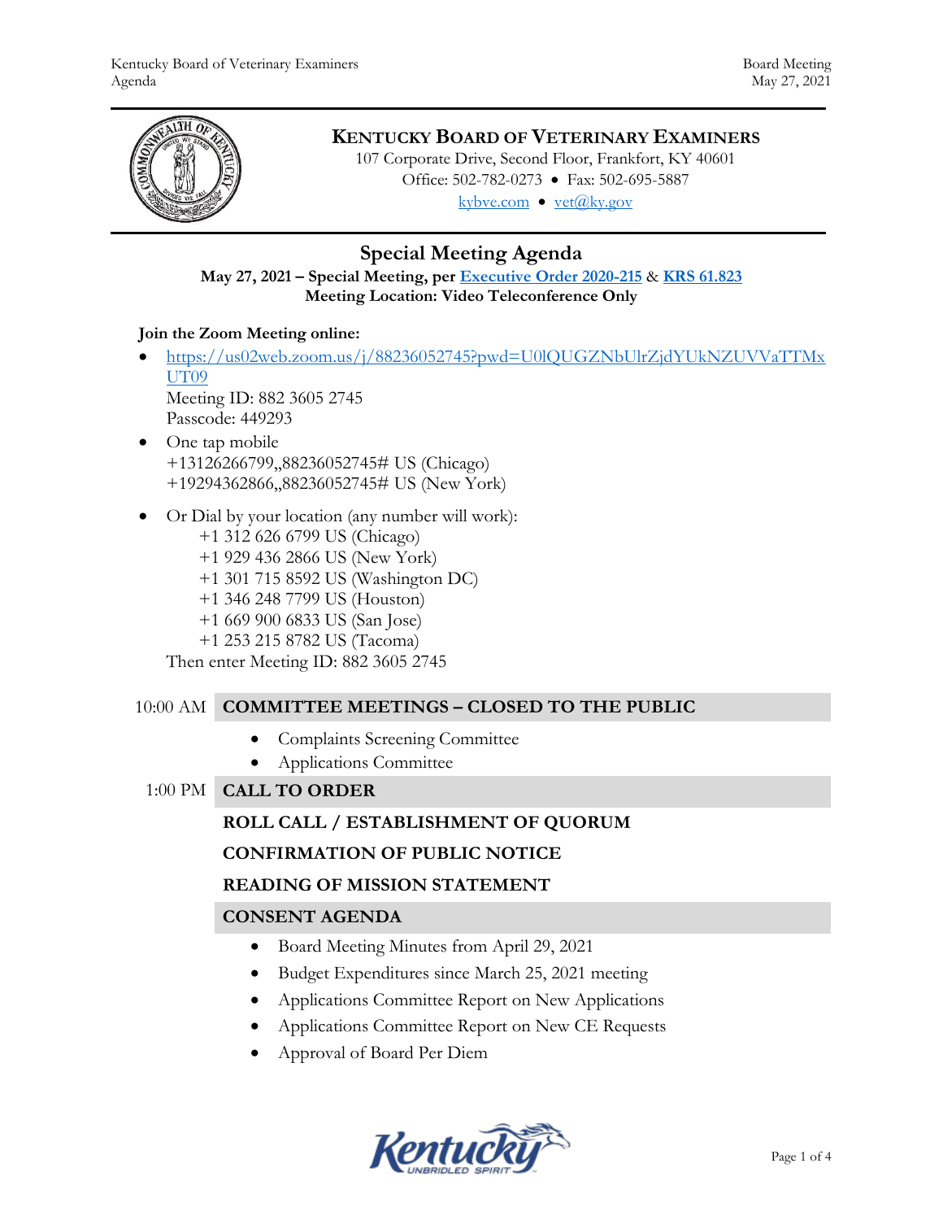# KENTUCKY BOARD OF VETERINARY EXAMINERS

107 Corporate Drive, Second Floor, Frankfort, KY 40601
Office: 502-782-0273 • Fax: 502-695-5887
kybve.com • vet@ky.gov

## Special Meeting Agenda

**May 27, 2021 – Special Meeting, per Executive Order 2020-215 & KRS 61.823**
**Meeting Location: Video Teleconference Only**

**Join the Zoom Meeting online:**

- https://us02web.zoom.us/j/88236052745?pwd=U0lQUGZNbUlrZjdYUkNZUVVaTTMxUT09
  Meeting ID: 882 3605 2745
  Passcode: 449293
- One tap mobile
  +13126266799,,88236052745# US (Chicago)
  +19294362866,,88236052745# US (New York)
- Or Dial by your location (any number will work):
  +1 312 626 6799 US (Chicago)
  +1 929 436 2866 US (New York)
  +1 301 715 8592 US (Washington DC)
  +1 346 248 7799 US (Houston)
  +1 669 900 6833 US (San Jose)
  +1 253 215 8782 US (Tacoma)
  Then enter Meeting ID: 882 3605 2745

10:00 AM **COMMITTEE MEETINGS – CLOSED TO THE PUBLIC**

- Complaints Screening Committee
- Applications Committee

1:00 PM **CALL TO ORDER**

**ROLL CALL / ESTABLISHMENT OF QUORUM**

**CONFIRMATION OF PUBLIC NOTICE**

**READING OF MISSION STATEMENT**

**CONSENT AGENDA**

- Board Meeting Minutes from April 29, 2021
- Budget Expenditures since March 25, 2021 meeting
- Applications Committee Report on New Applications
- Applications Committee Report on New CE Requests
- Approval of Board Per Diem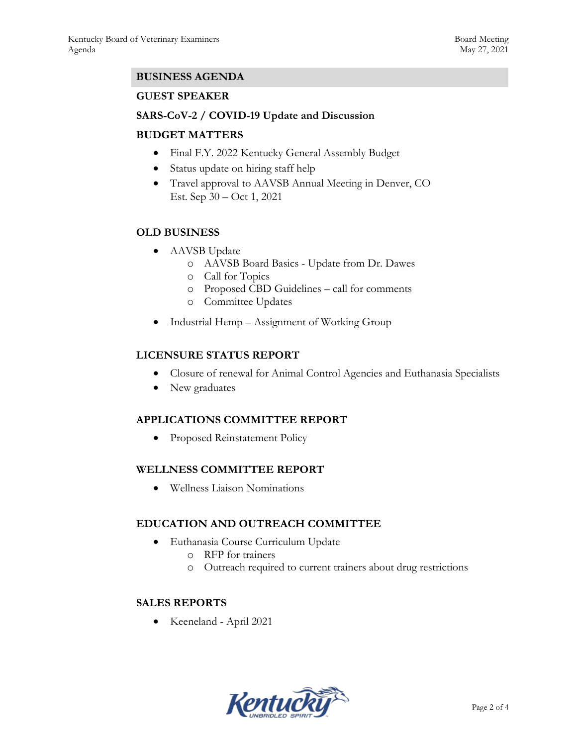## BUSINESS AGENDA

### GUEST SPEAKER

### SARS-CoV-2 / COVID-19 Update and Discussion

### BUDGET MATTERS

- Final F.Y. 2022 Kentucky General Assembly Budget
- Status update on hiring staff help
- Travel approval to AAVSB Annual Meeting in Denver, CO
  Est. Sep 30 – Oct 1, 2021

### OLD BUSINESS

- AAVSB Update
  - AAVSB Board Basics - Update from Dr. Dawes
  - Call for Topics
  - Proposed CBD Guidelines – call for comments
  - Committee Updates
- Industrial Hemp – Assignment of Working Group

### LICENSURE STATUS REPORT

- Closure of renewal for Animal Control Agencies and Euthanasia Specialists
- New graduates

### APPLICATIONS COMMITTEE REPORT

- Proposed Reinstatement Policy

### WELLNESS COMMITTEE REPORT

- Wellness Liaison Nominations

### EDUCATION AND OUTREACH COMMITTEE

- Euthanasia Course Curriculum Update
  - RFP for trainers
  - Outreach required to current trainers about drug restrictions

### SALES REPORTS

- Keeneland - April 2021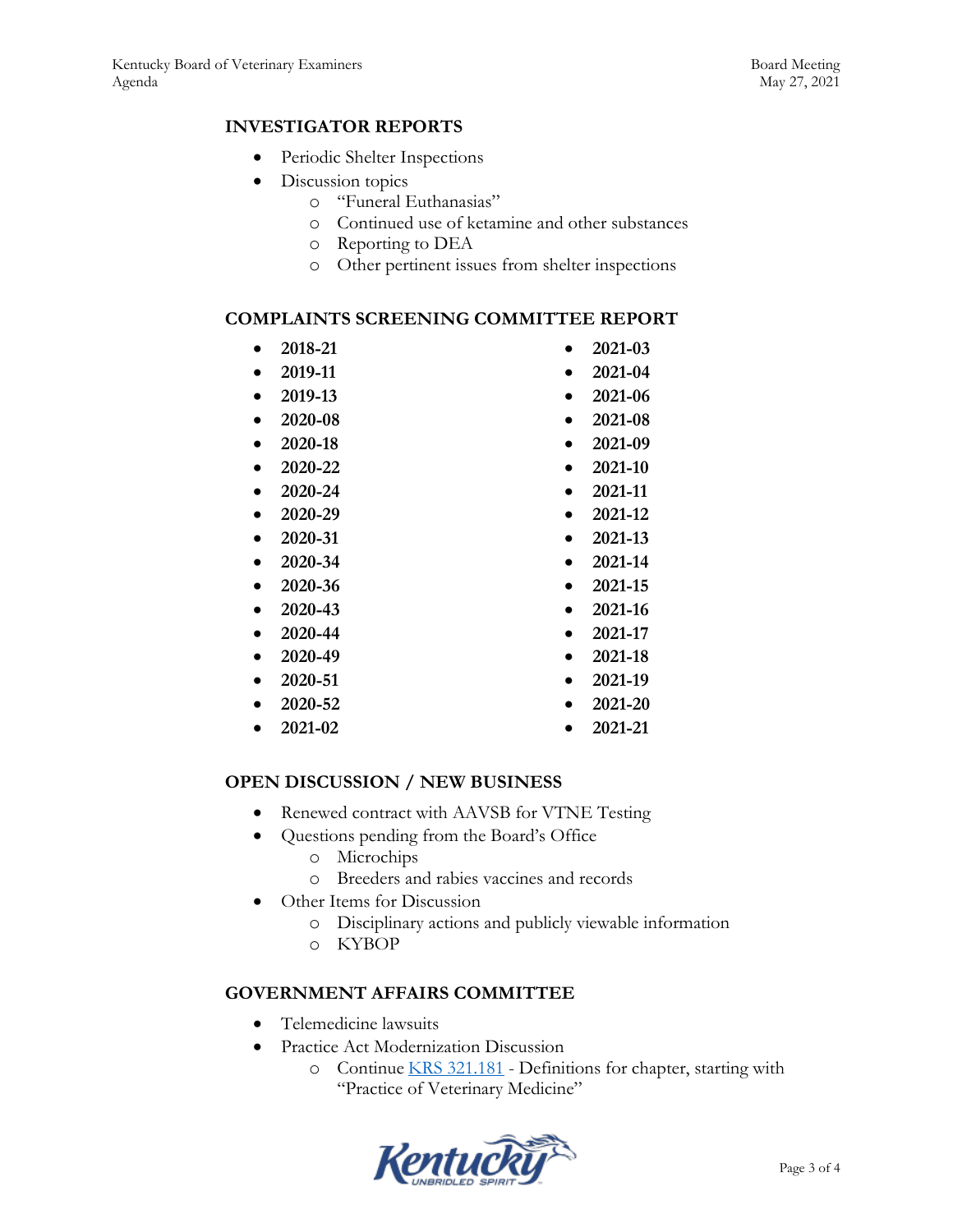## INVESTIGATOR REPORTS

- Periodic Shelter Inspections
- Discussion topics
  - "Funeral Euthanasias"
  - Continued use of ketamine and other substances
  - Reporting to DEA
  - Other pertinent issues from shelter inspections

## COMPLAINTS SCREENING COMMITTEE REPORT

- **2018-21**
- **2019-11**
- **2019-13**
- **2020-08**
- **2020-18**
- **2020-22**
- **2020-24**
- **2020-29**
- **2020-31**
- **2020-34**
- **2020-36**
- **2020-43**
- **2020-44**
- **2020-49**
- **2020-51**
- **2020-52**
- **2021-02**
- **2021-03**
- **2021-04**
- **2021-06**
- **2021-08**
- **2021-09**
- **2021-10**
- **2021-11**
- **2021-12**
- **2021-13**
- **2021-14**
- **2021-15**
- **2021-16**
- **2021-17**
- **2021-18**
- **2021-19**
- **2021-20**
- **2021-21**

## OPEN DISCUSSION / NEW BUSINESS

- Renewed contract with AAVSB for VTNE Testing
- Questions pending from the Board's Office
  - Microchips
  - Breeders and rabies vaccines and records
- Other Items for Discussion
  - Disciplinary actions and publicly viewable information
  - KYBOP

## GOVERNMENT AFFAIRS COMMITTEE

- Telemedicine lawsuits
- Practice Act Modernization Discussion
  - Continue KRS 321.181 - Definitions for chapter, starting with "Practice of Veterinary Medicine"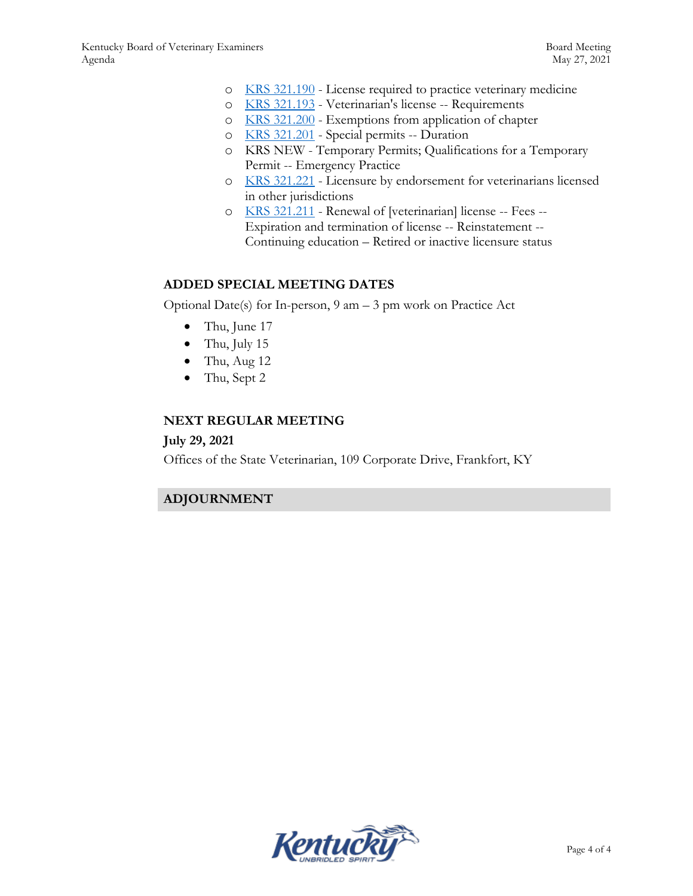- KRS 321.190 - License required to practice veterinary medicine
- KRS 321.193 - Veterinarian's license -- Requirements
- KRS 321.200 - Exemptions from application of chapter
- KRS 321.201 - Special permits -- Duration
- KRS NEW - Temporary Permits; Qualifications for a Temporary Permit -- Emergency Practice
- KRS 321.221 - Licensure by endorsement for veterinarians licensed in other jurisdictions
- KRS 321.211 - Renewal of [veterinarian] license -- Fees -- Expiration and termination of license -- Reinstatement -- Continuing education – Retired or inactive licensure status

## ADDED SPECIAL MEETING DATES

Optional Date(s) for In-person, 9 am – 3 pm work on Practice Act

- Thu, June 17
- Thu, July 15
- Thu, Aug 12
- Thu, Sept 2

## NEXT REGULAR MEETING

**July 29, 2021**

Offices of the State Veterinarian, 109 Corporate Drive, Frankfort, KY

## ADJOURNMENT